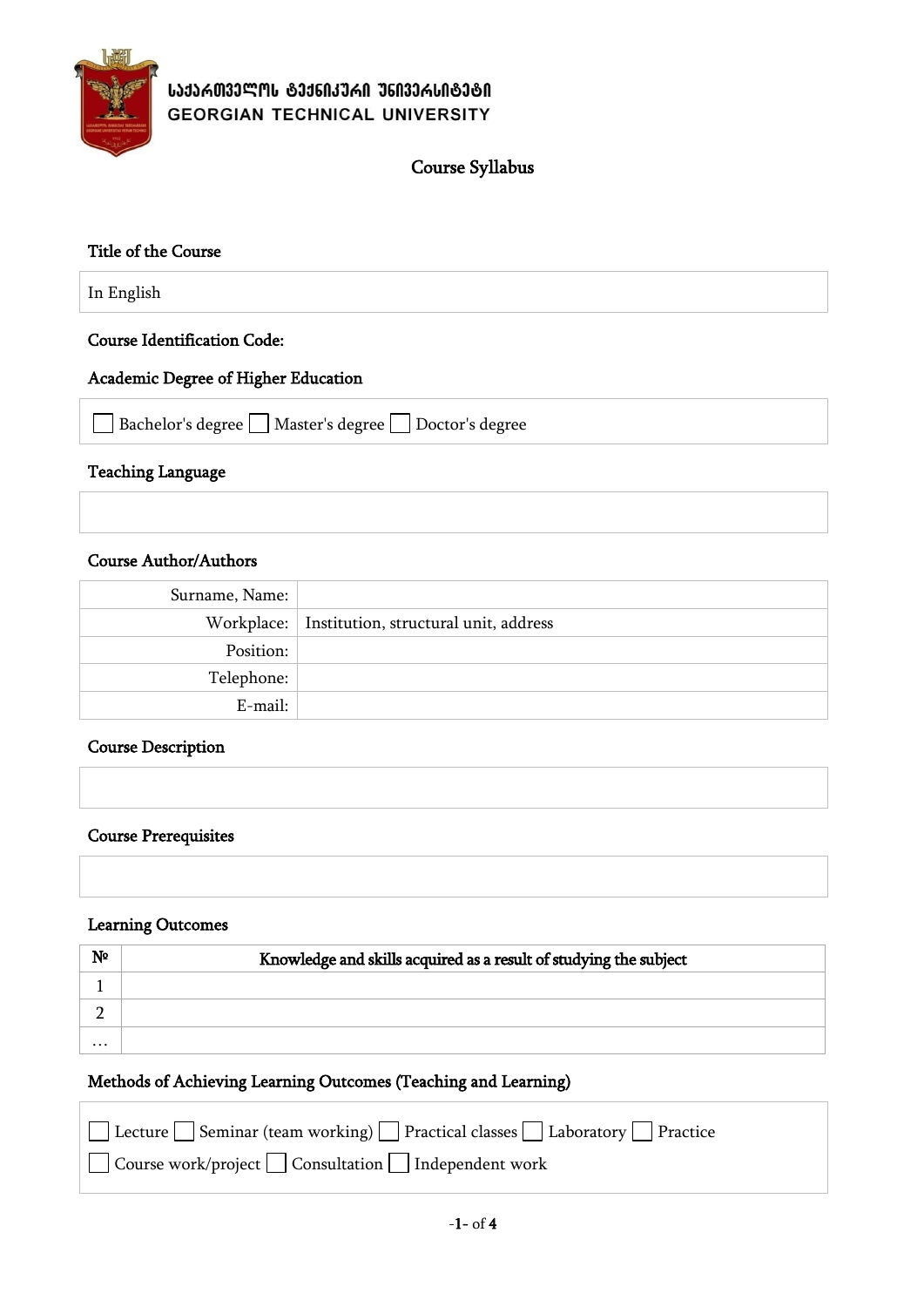**საქართველოს ტექნიკური უნივერსიტეტი**
**GEORGIAN TECHNICAL UNIVERSITY**

# Course Syllabus

### Title of the Course

In English

### Course Identification Code:

### Academic Degree of Higher Education

☐ Bachelor's degree ☐ Master's degree ☐ Doctor's degree

### Teaching Language

### Course Author/Authors

| | |
|---|---|
| Surname, Name: | |
| Workplace: | Institution, structural unit, address |
| Position: | |
| Telephone: | |
| E-mail: | |

### Course Description

### Course Prerequisites

### Learning Outcomes

| № | Knowledge and skills acquired as a result of studying the subject |
|---|---|
| 1 | |
| 2 | |
| … | |

### Methods of Achieving Learning Outcomes (Teaching and Learning)

☐ Lecture ☐ Seminar (team working) ☐ Practical classes ☐ Laboratory ☐ Practice

☐ Course work/project ☐ Consultation ☐ Independent work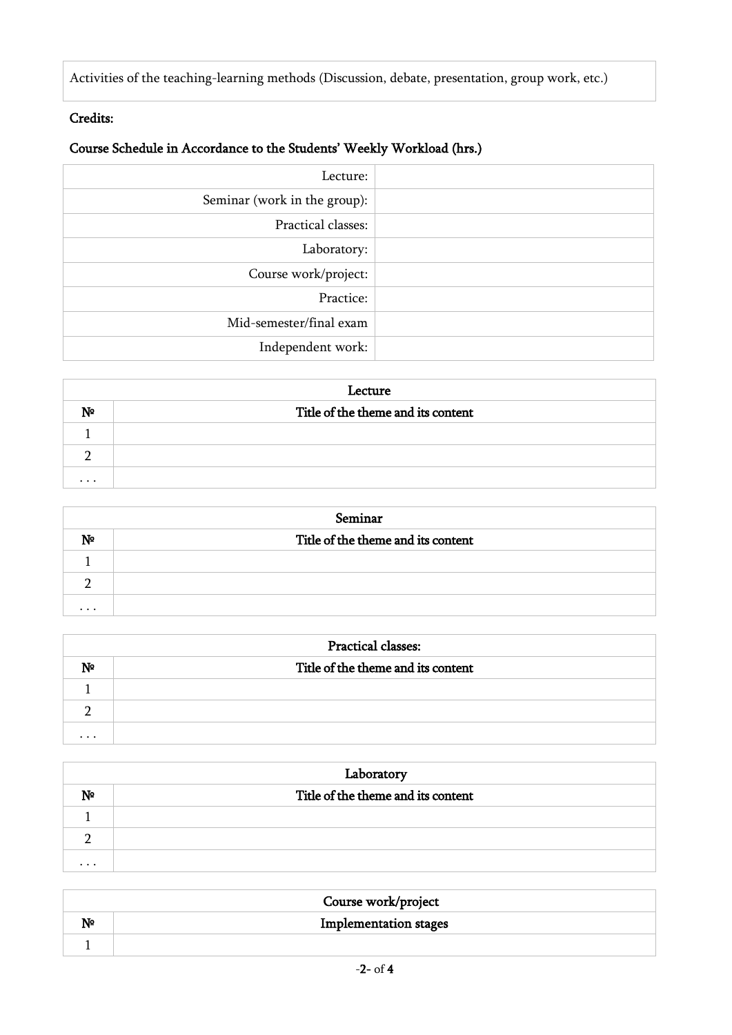| |
|---|
| Activities of the teaching-learning methods (Discussion, debate, presentation, group work, etc.) |

**Credits:**

**Course Schedule in Accordance to the Students' Weekly Workload (hrs.)**

| | |
|---|---|
| Lecture: | |
| Seminar (work in the group): | |
| Practical classes: | |
| Laboratory: | |
| Course work/project: | |
| Practice: | |
| Mid-semester/final exam | |
| Independent work: | |

| **Lecture** | |
|---|---|
| **№** | **Title of the theme and its content** |
| 1 | |
| 2 | |
| . . . | |

| **Seminar** | |
|---|---|
| **№** | **Title of the theme and its content** |
| 1 | |
| 2 | |
| . . . | |

| **Practical classes:** | |
|---|---|
| **№** | **Title of the theme and its content** |
| 1 | |
| 2 | |
| . . . | |

| **Laboratory** | |
|---|---|
| **№** | **Title of the theme and its content** |
| 1 | |
| 2 | |
| . . . | |

| **Course work/project** | |
|---|---|
| **№** | **Implementation stages** |
| 1 | |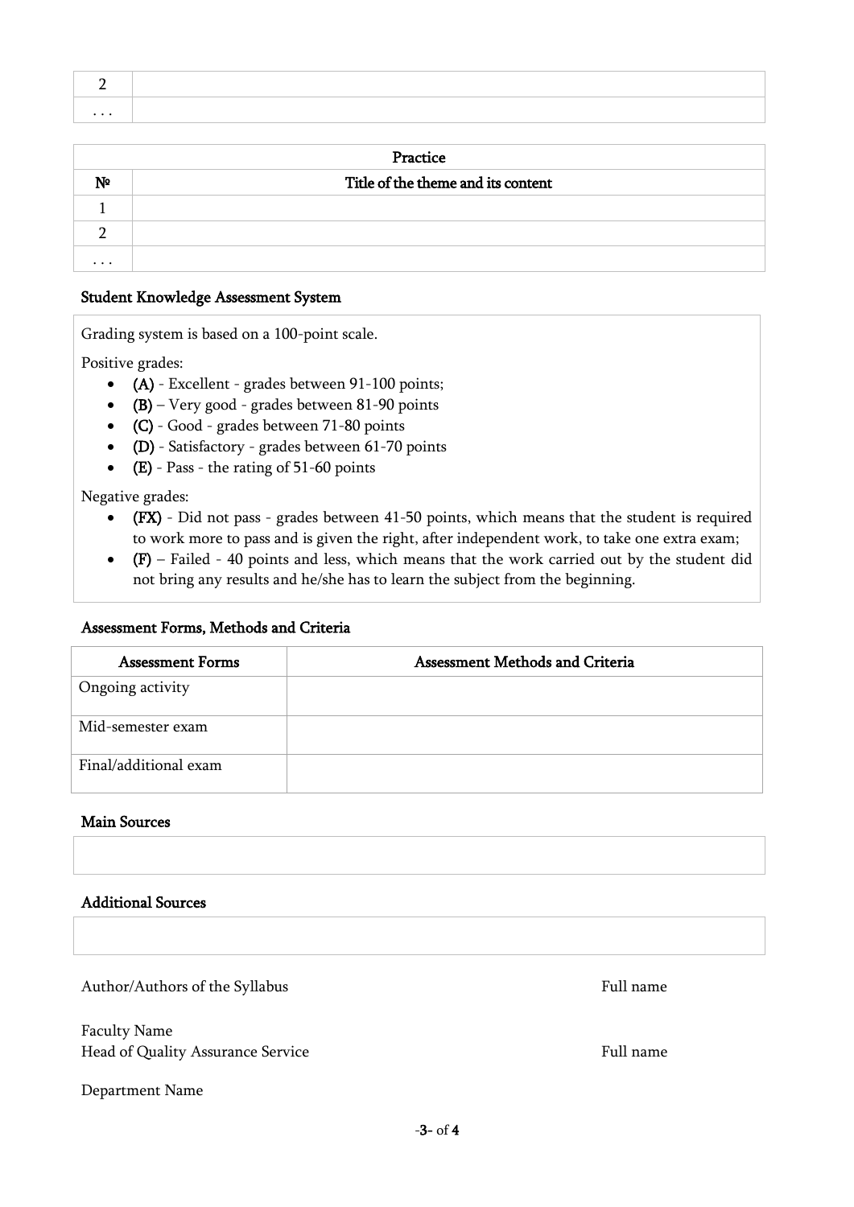| | |
|---|---|
| 2 | |
| . . . | |

| Practice | |
|---|---|
| № | Title of the theme and its content |
| 1 | |
| 2 | |
| . . . | |

### Student Knowledge Assessment System

Grading system is based on a 100-point scale.

Positive grades:

- **(A)** - Excellent - grades between 91-100 points;
- **(B)** – Very good - grades between 81-90 points
- **(C)** - Good - grades between 71-80 points
- **(D)** - Satisfactory - grades between 61-70 points
- **(E)** - Pass - the rating of 51-60 points

Negative grades:

- **(FX)** - Did not pass - grades between 41-50 points, which means that the student is required to work more to pass and is given the right, after independent work, to take one extra exam;
- **(F)** – Failed - 40 points and less, which means that the work carried out by the student did not bring any results and he/she has to learn the subject from the beginning.

### Assessment Forms, Methods and Criteria

| Assessment Forms | Assessment Methods and Criteria |
|---|---|
| Ongoing activity | |
| Mid-semester exam | |
| Final/additional exam | |

### Main Sources

### Additional Sources

Author/Authors of the Syllabus — Full name

Faculty Name
Head of Quality Assurance Service — Full name

Department Name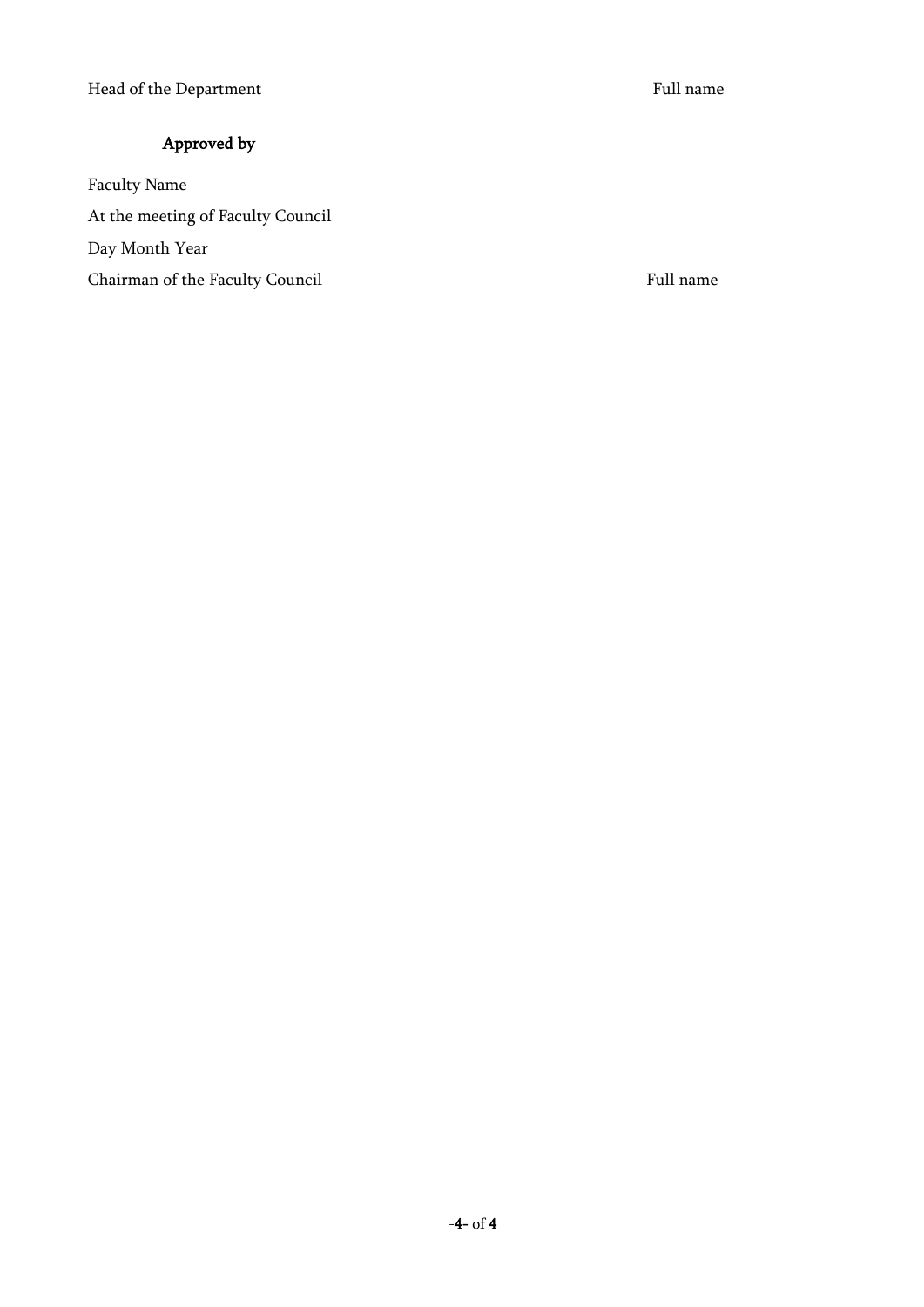Head of the Department Full name

**Approved by**

Faculty Name

At the meeting of Faculty Council

Day Month Year

Chairman of the Faculty Council Full name